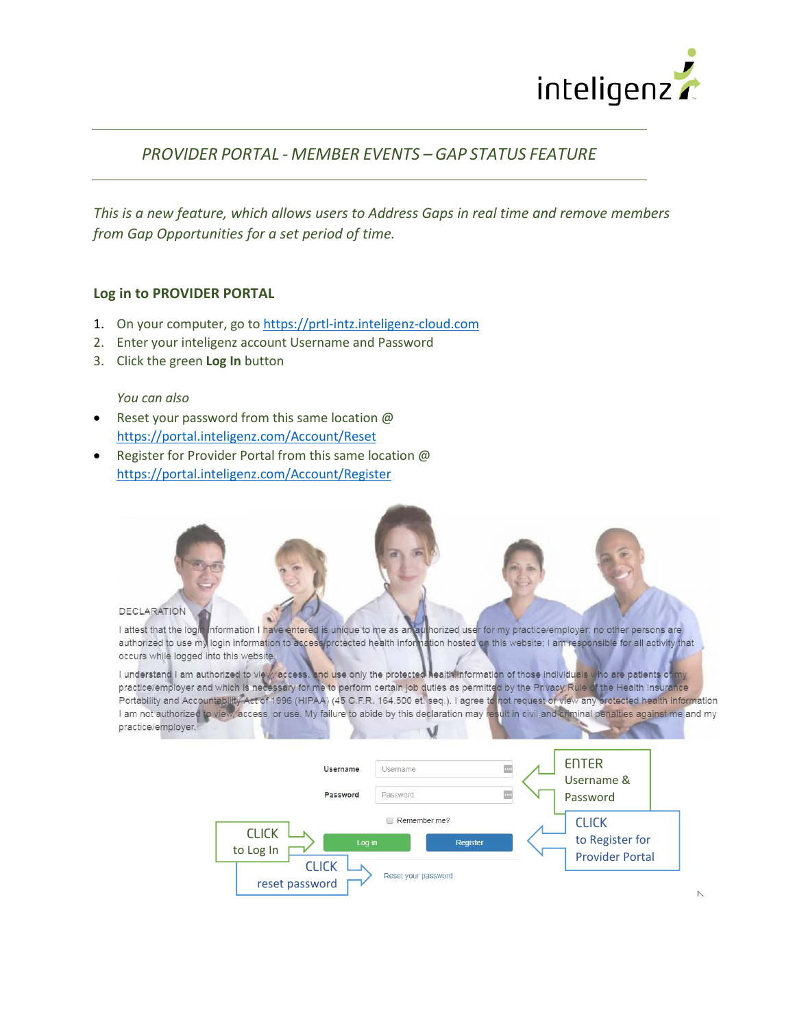# PROVIDER PORTAL - MEMBER EVENTS – GAP STATUS FEATURE

*This is a new feature, which allows users to Address Gaps in real time and remove members from Gap Opportunities for a set period of time.*

## Log in to PROVIDER PORTAL

1. On your computer, go to https://prtl-intz.inteligenz-cloud.com
2. Enter your inteligenz account Username and Password
3. Click the green **Log In** button

*You can also*

- Reset your password from this same location @ https://portal.inteligenz.com/Account/Reset
- Register for Provider Portal from this same location @ https://portal.inteligenz.com/Account/Register

DECLARATION

I attest that the login information I have entered is unique to me as an authorized user for my practice/employer; no other persons are authorized to use my login information to access protected health information hosted on this website; I am responsible for all activity that occurs while logged into this website.

I understand I am authorized to view, access, and use only the protected health information of those individuals who are patients of my practice/employer and which is necessary for me to perform certain job duties as permitted by the Privacy Rule of the Health Insurance Portability and Accountability Act of 1996 (HIPAA) (45 C.F.R. 164.500 et. seq.). I agree to not request or view any protected health information I am not authorized to view, access, or use. My failure to abide by this declaration may result in civil and criminal penalties against me and my practice/employer.

Username

Password

Remember me?

Log in | Register

Reset your password

ENTER Username & Password

CLICK to Log In

CLICK reset password

CLICK to Register for Provider Portal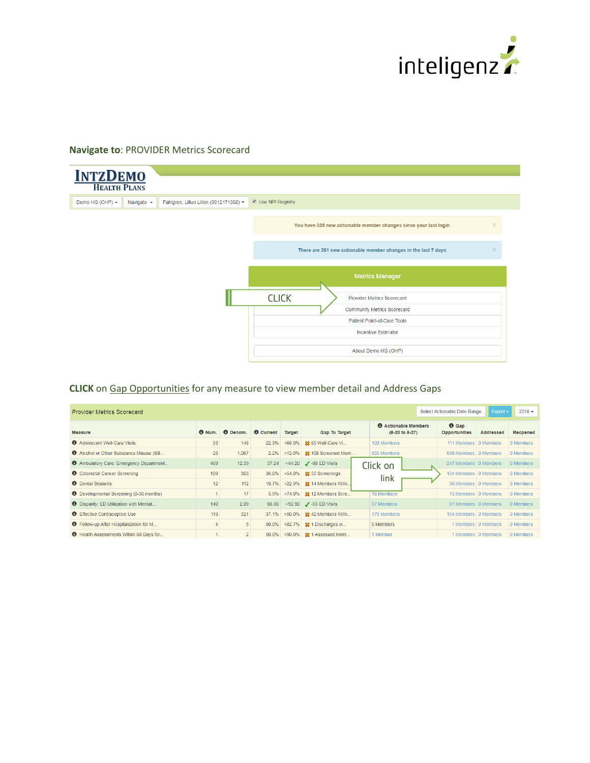**Navigate to**: PROVIDER Metrics Scorecard

INTZDEMO
HEALTH PLANS

Demo HG (OHP) ▾ | Navigate ▾ | Fahlgren, Lillun Lillen (9912171360) ▾ | ☑ Use NPI Registry

You have 335 new actionable member changes since your last login

There are 261 new actionable member changes in the last 7 days

**Metrics Manager**

CLICK →

- Provider Metrics Scorecard
- Community Metrics Scorecard
- Patient Point-of-Care Tools
- Incentive Estimator
- About Demo HG (OHP)

**CLICK** on Gap Opportunities for any measure to view member detail and Address Gaps

Provider Metrics Scorecard — Select Actionable Date Range | Export ▾ | 2018 ▾

Click on link →

| Measure | Num. | Denom. | Current | Target | Gap To Target | Actionable Members (8-20 to 8-27) | Gap Opportunities | Addressed | Reopened |
|---|---|---|---|---|---|---|---|---|---|
| Adolescent Well-Care Visits | 33 | 148 | 22.3% | >66.0% | ✖ 65 Well-Care Vi... | 103 Members | 111 Members | 0 Members | 0 Members |
| Alcohol or Other Substance Misuse (SB... | 23 | 1,067 | 2.2% | >12.0% | ✖ 108 Screened Mem... | 655 Members | 896 Members | 0 Members | 0 Members |
| Ambulatory Care: Emergency Department... | 469 | 12.59 | 37.24 | <44.20 | ✔ -88 ED Visits | | 247 Members | 0 Members | 0 Members |
| Colorectal Cancer Screening | 109 | 303 | 36.0% | >54.0% | ✖ 55 Screenings | | 194 Members | 0 Members | 0 Members |
| Dental Sealants | 12 | 112 | 10.7% | >22.9% | ✖ 14 Members With... | | 96 Members | 0 Members | 0 Members |
| Developmental Screening (0-36 months) | 1 | 17 | 5.9% | >74.0% | ✖ 12 Members Scre... | 16 Members | 15 Members | 0 Members | 0 Members |
| Disparity: ED Utilization with Mental... | 140 | 2.09 | 66.86 | <92.90 | ✔ -55 ED Visits | 57 Members | 61 Members | 0 Members | 0 Members |
| Effective Contraceptive Use | 119 | 321 | 37.1% | >50.0% | ✖ 42 Members With... | 175 Members | 194 Members | 0 Members | 0 Members |
| Follow-up After Hospitalization for M... | 4 | 5 | 80.0% | >82.7% | ✖ 1 Discharges w... | 0 Members | 1 Members | 0 Members | 0 Members |
| Health Assessments Within 60 Days for... | 1 | 2 | 50.0% | >90.0% | ✖ 1 Assessed Mem... | 1 Member | 1 Members | 0 Members | 0 Members |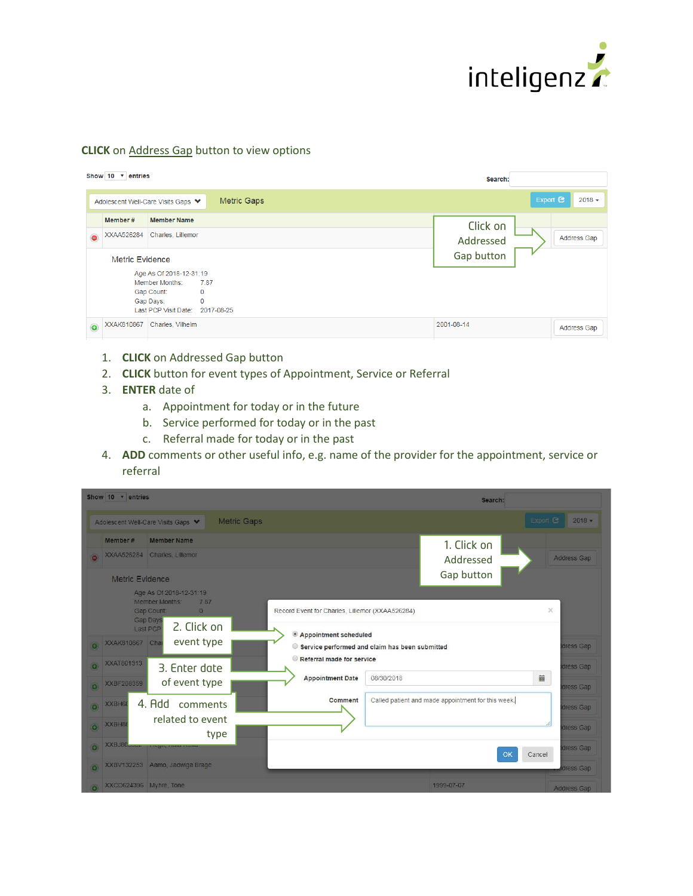**CLICK** on Address Gap button to view options

1. **CLICK** on Addressed Gap button
2. **CLICK** button for event types of Appointment, Service or Referral
3. **ENTER** date of
   a. Appointment for today or in the future
   b. Service performed for today or in the past
   c. Referral made for today or in the past
4. **ADD** comments or other useful info, e.g. name of the provider for the appointment, service or referral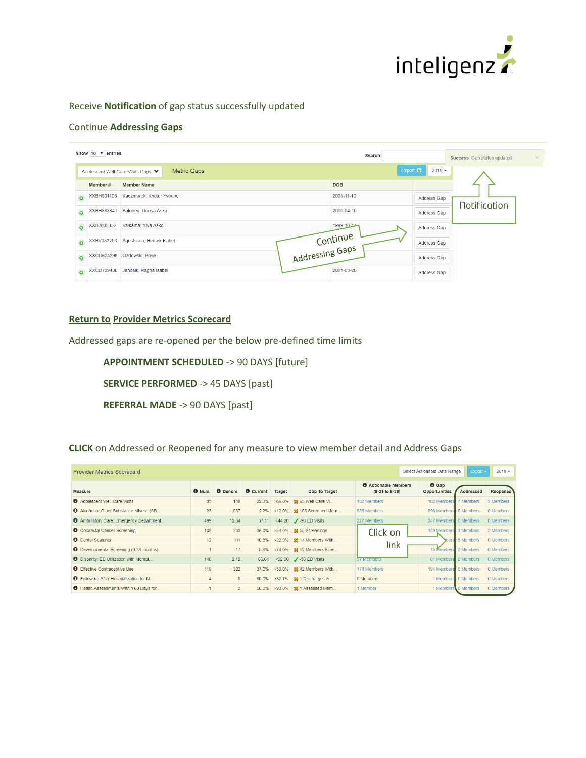Receive **Notification** of gap status successfully updated

Continue **Addressing Gaps**

Show 10 entries                                    Search:

**Success:** Gap status updated.

Adolescent Well-Care Visits Gaps    Metric Gaps    Export    2018

| | Member # | Member Name | DOB | |
|---|---|---|---|---|
| + | XXBH601105 | Kaczmarek, Knútur Yvonne | 2001-11-10 | Address Gap |
| + | XXBH888641 | Salonen, Roosa Asko | 2005-04-15 | Address Gap |
| + | XXBJ805352 | Valkama, Ylva Asko | 1999-10-14 | Address Gap |
| + | XXBV132253 | Ágústsson, Henryk Isabel | | Address Gap |
| + | XXCD624396 | Ozdowski, Boye | | Address Gap |
| + | XXCD729430 | Janosik, Ragna Isabel | 2001-03-26 | Address Gap |

Notification

Continue Addressing Gaps

**Return to Provider Metrics Scorecard**

Addressed gaps are re-opened per the below pre-defined time limits

> **APPOINTMENT SCHEDULED** -> 90 DAYS [future]
>
> **SERVICE PERFORMED** -> 45 DAYS [past]
>
> **REFERRAL MADE** -> 90 DAYS [past]

**CLICK** on Addressed or Reopened for any measure to view member detail and Address Gaps

Provider Metrics Scorecard    Select Actionable Date Range    Export    2018

| Measure | Num. | Denom. | Current | Target | Gap To Target | Actionable Members (8-21 to 8-28) | Gap Opportunities | Addressed | Reopened |
|---|---|---|---|---|---|---|---|---|---|
| Adolescent Well-Care Visits | 33 | 148 | 22.3% | >66.0% | 65 Well-Care Vi... | 102 Members | 102 Members | 7 Members | 2 Members |
| Alcohol or Other Substance Misuse (SB... | 23 | 1,067 | 2.2% | >12.0% | 106 Screened Mem... | 655 Members | 896 Members | 0 Members | 0 Members |
| Ambulatory Care: Emergency Department... | 469 | 12.64 | 37.11 | <44.20 | -90 ED Visits | 227 Members | 247 Members | 0 Members | 0 Members |
| Colorectal Cancer Screening | 109 | 303 | 36.0% | >54.0% | 55 Screenings | | 189 Members | 3 Members | 2 Members |
| Dental Sealants | 12 | 111 | 10.8% | >22.9% | 14 Members With... | | | 5 Members | 0 Members |
| Developmental Screening (0-36 months) | 1 | 17 | 5.9% | >74.0% | 12 Members Scre... | | 15 Members | 0 Members | 0 Members |
| Disparity: ED Utilization with Mental... | 140 | 2.10 | 66.64 | <92.90 | -56 ED Visits | 57 Members | 61 Members | 0 Members | 0 Members |
| Effective Contraceptive Use | 119 | 322 | 37.0% | >50.0% | 42 Members With... | 174 Members | 194 Members | 0 Members | 0 Members |
| Follow-up After Hospitalization for M... | 4 | 5 | 80.0% | >82.7% | 1 Discharges w... | 0 Members | 1 Members | 0 Members | 0 Members |
| Health Assessments Within 60 Days for... | 1 | 2 | 50.0% | >90.0% | 1 Assessed Mem... | 1 Member | 1 Members | 0 Members | 0 Members |

Click on link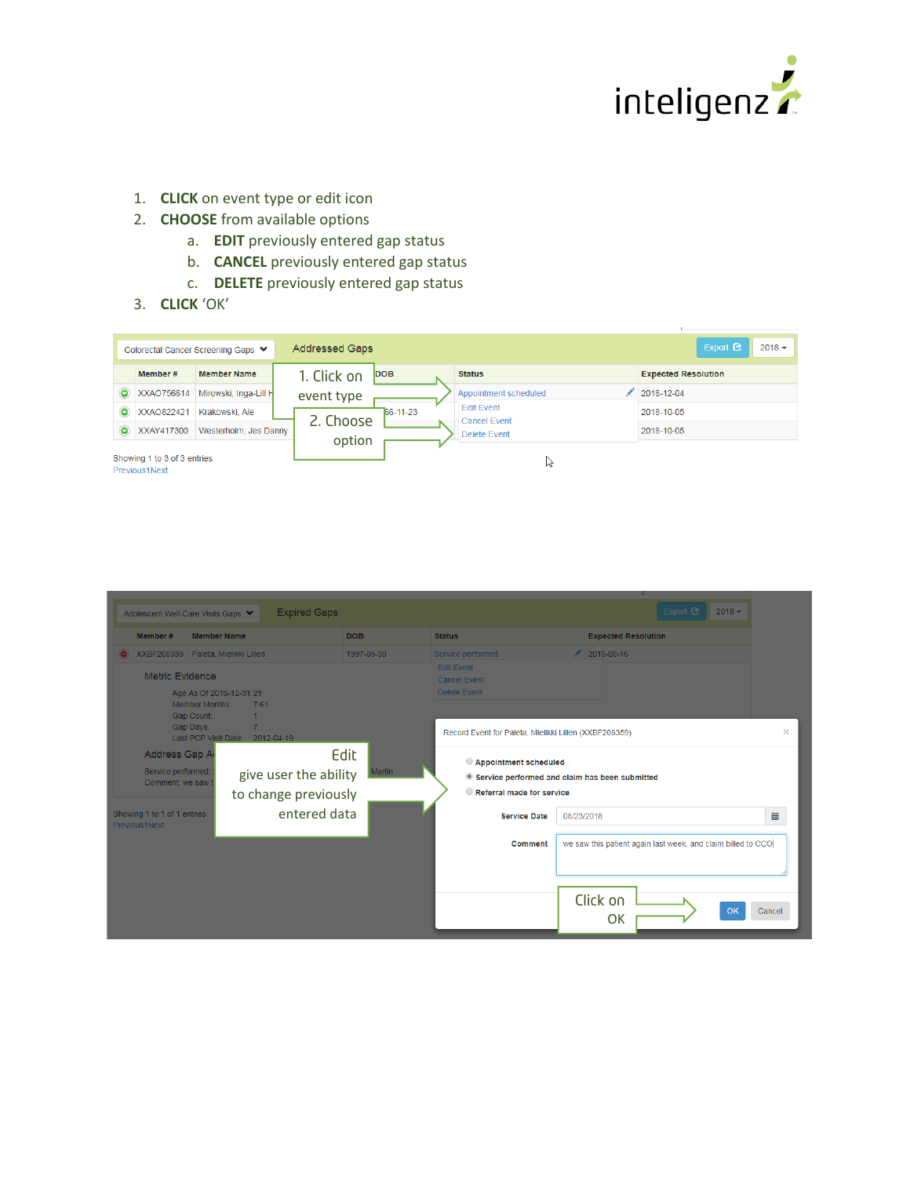1. **CLICK** on event type or edit icon
2. **CHOOSE** from available options
   a. **EDIT** previously entered gap status
   b. **CANCEL** previously entered gap status
   c. **DELETE** previously entered gap status
3. **CLICK** 'OK'

Colorectal Cancer Screening Gaps | Addressed Gaps | Export | 2018

| | Member # | Member Name | DOB | Status | Expected Resolution |
|---|---|---|---|---|---|
| | XXAO756614 | Mirowski, Inga-Lill H | | Appointment scheduled | 2018-12-04 |
| | XXAO822421 | Krakowski, Ale | 66-11-23 | | 2018-10-05 |
| | XXAY417300 | Westerholm, Jes Danny | | | 2018-10-05 |

Edit Event
Cancel Event
Delete Event

1. Click on event type

2. Choose option

Showing 1 to 3 of 3 entries
Previous1Next

Adolescent Well-Care Visits Gaps | Expired Gaps | Export | 2018

| | Member # | Member Name | DOB | Status | Expected Resolution |
|---|---|---|---|---|---|
| | XXBF208359 | Paleta, Mielikki Lillen | 1997-05-30 | Service performed | 2018-08-16 |

Edit Event
Cancel Event
Delete Event

Metric Evidence

Age As Of 2018-12-31: 21
Member Months: 7.61
Gap Count: 1
Gap Days: 7
Last PCP Visit Date: 2012-04-19

Address Gap A

Service performed:
Comment: we saw t

Showing 1 to 1 of 1 entries
Previous1Next

Edit give user the ability to change previously entered data

Record Event for Paleta, Mielikki Lillen (XXBF208359)

- Appointment scheduled
- Service performed and claim has been submitted
- Referral made for service

Service Date: 08/23/2018

Comment: we saw this patient again last week, and claim billed to CCO

Click on OK

OK | Cancel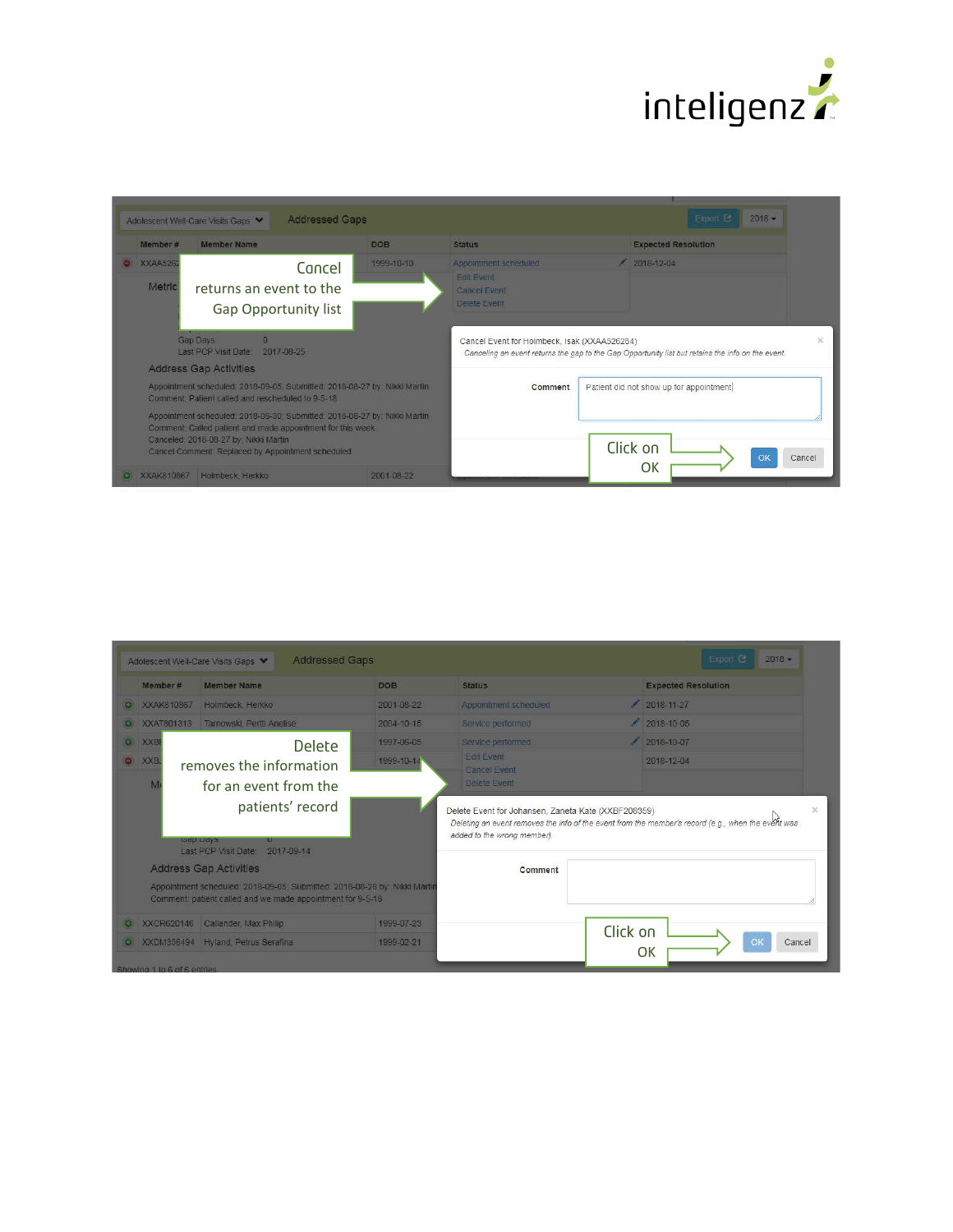**Cancel** returns an event to the Gap Opportunity list

Cancel Event for Holmbeck, Isak (XXAA526284)

*Canceling an event returns the gap to the Gap Opportunity list but retains the info on the event*

Comment: Patient did not show up for appointment

Click on OK

**Delete** removes the information for an event from the patients' record

Delete Event for Johansen, Zaneta Kate (XXBF208359)

*Deleting an event removes the info of the event from the member's record (e.g., when the event was added to the wrong member)*

Comment:

Click on OK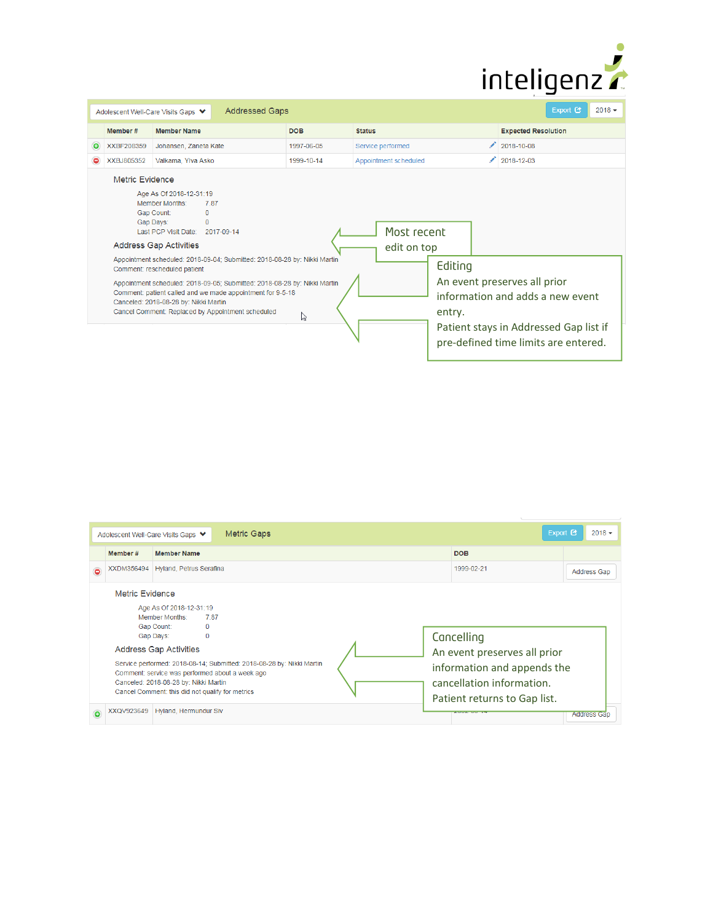inteligenz

Adolescent Well-Care Visits Gaps | Addressed Gaps | Export | 2018

| | Member # | Member Name | DOB | Status | Expected Resolution |
|---|---|---|---|---|---|
| + | XXBF208359 | Johansen, Zaneta Kate | 1997-06-05 | Service performed | 2018-10-08 |
| – | XXBJ805352 | Valkama, Ylva Asko | 1999-10-14 | Appointment scheduled | 2018-12-03 |

Metric Evidence

Age As Of 2018-12-31: 19
Member Months: 7.87
Gap Count: 0
Gap Days: 0
Last PCP Visit Date: 2017-09-14

Address Gap Activities

Appointment scheduled: 2018-09-04; Submitted: 2018-08-28 by: Nikki Martin
Comment: rescheduled patient

Appointment scheduled: 2018-09-05; Submitted: 2018-08-28 by: Nikki Martin
Comment: patient called and we made appointment for 9-5-18
Canceled: 2018-08-28 by: Nikki Martin
Cancel Comment: Replaced by Appointment scheduled

Most recent edit on top

Editing
An event preserves all prior information and adds a new event entry.
Patient stays in Addressed Gap list if pre-defined time limits are entered.

Adolescent Well-Care Visits Gaps | Metric Gaps | Export | 2018

| | Member # | Member Name | DOB | |
|---|---|---|---|---|
| – | XXDM356494 | Hyland, Petrus Serafina | 1999-02-21 | Address Gap |
| + | XXQV923649 | Hyland, Hermundur Siv | | Address Gap |

Metric Evidence

Age As Of 2018-12-31: 19
Member Months: 7.87
Gap Count: 0
Gap Days: 0

Address Gap Activities

Service performed: 2018-08-14; Submitted: 2018-08-28 by: Nikki Martin
Comment: service was performed about a week ago
Canceled: 2018-08-28 by: Nikki Martin
Cancel Comment: this did not qualify for metrics

Cancelling
An event preserves all prior information and appends the cancellation information.
Patient returns to Gap list.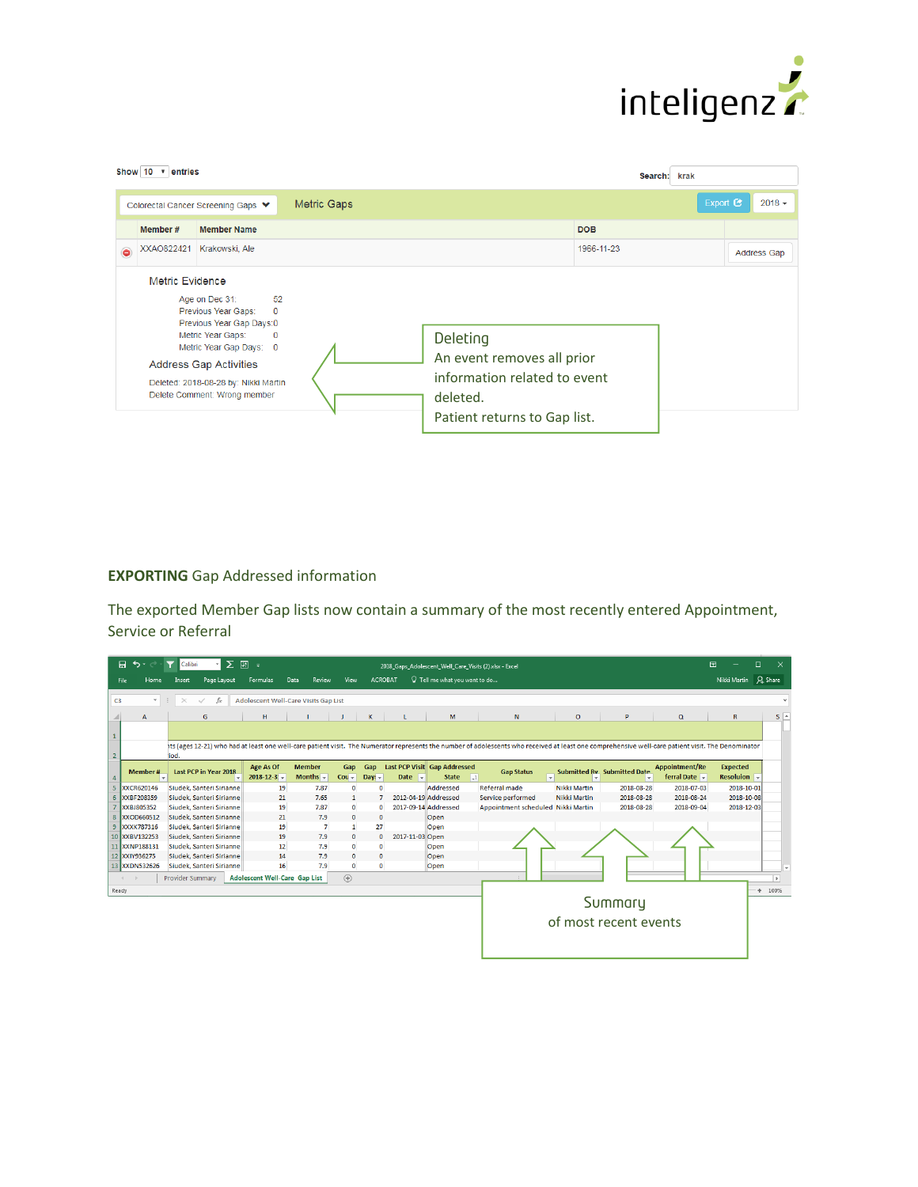Show 10 entries

Search: krak

Colorectal Cancer Screening Gaps | Metric Gaps | Export | 2018

| | Member # | Member Name | DOB | |
|---|---|---|---|---|
| ⊖ | XXAO822421 | Krakowski, Ale | 1966-11-23 | Address Gap |

Metric Evidence

Age on Dec 31: 52
Previous Year Gaps: 0
Previous Year Gap Days: 0
Metric Year Gaps: 0
Metric Year Gap Days: 0

Address Gap Activities

Deleted: 2018-08-28 by: Nikki Martin
Delete Comment: Wrong member

Deleting
An event removes all prior information related to event deleted.
Patient returns to Gap list.

**EXPORTING** Gap Addressed information

The exported Member Gap lists now contain a summary of the most recently entered Appointment, Service or Referral

2018_Gaps_Adolescent_Well_Care_Visits (2).xlsx - Excel

C3 | Adolescent Well-Care Visits Gap List

nts (ages 12-21) who had at least one well-care patient visit. The Numerator represents the number of adolescents who received at least one comprehensive well-care patient visit. The Denominator iod.

| Member # | Last PCP in Year 2018 | Age As Of 2018-12-31 | Member Months | Gap Count | Gap Days | Last PCP Visit Date | Gap Addressed State | Gap Status | Submitted By | Submitted Date | Appointment/Referral Date | Expected Resolution |
|---|---|---|---|---|---|---|---|---|---|---|---|---|
| XXCR620146 | Siudek, Santeri Sirianne | 19 | 7.87 | 0 | 0 | | Addressed | Referral made | Nikki Martin | 2018-08-28 | 2018-07-03 | 2018-10-01 |
| XXBF208359 | Siudek, Santeri Sirianne | 21 | 7.65 | 1 | 7 | 2012-04-19 | Addressed | Service performed | Nikki Martin | 2018-08-28 | 2018-08-24 | 2018-10-08 |
| XXBJ805352 | Siudek, Santeri Sirianne | 19 | 7.87 | 0 | 0 | 2017-09-14 | Addressed | Appointment scheduled | Nikki Martin | 2018-08-28 | 2018-09-04 | 2018-12-03 |
| XXOD660512 | Siudek, Santeri Sirianne | 21 | 7.9 | 0 | 0 | | Open | | | | | |
| XXXK787316 | Siudek, Santeri Sirianne | 19 | 7 | 1 | 27 | | Open | | | | | |
| XXBV132253 | Siudek, Santeri Sirianne | 19 | 7.9 | 0 | 0 | 2017-11-03 | Open | | | | | |
| XXNP188131 | Siudek, Santeri Sirianne | 12 | 7.9 | 0 | 0 | | Open | | | | | |
| XXIY936275 | Siudek, Santeri Sirianne | 14 | 7.9 | 0 | 0 | | Open | | | | | |
| XXDN532626 | Siudek, Santeri Sirianne | 16 | 7.9 | 0 | 0 | | Open | | | | | |

Provider Summary | Adolescent Well-Care Gap List

Summary
of most recent events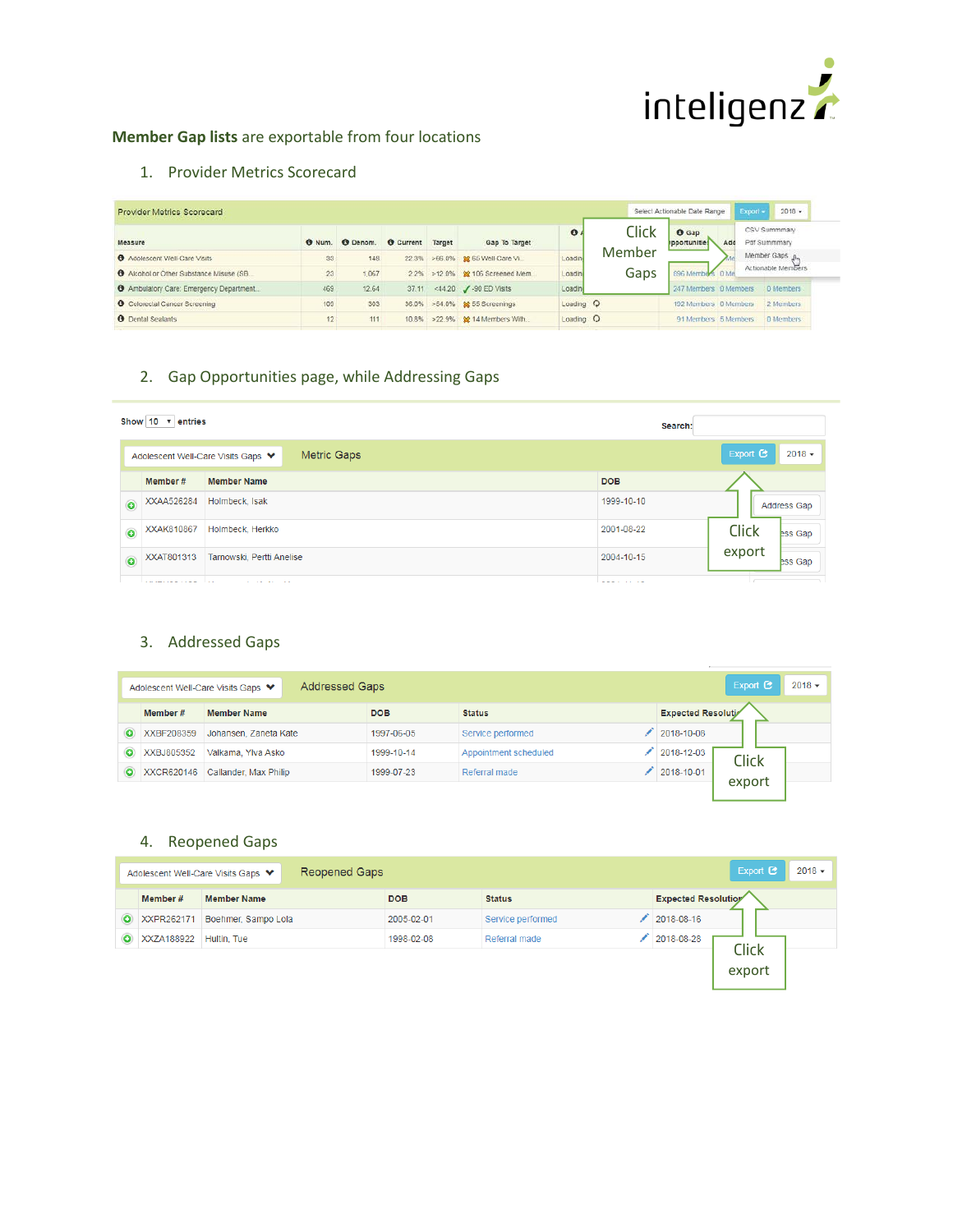**Member Gap lists** are exportable from four locations

1. Provider Metrics Scorecard

Provider Metrics Scorecard

Select Actionable Date Range | Export ▾ | 2018 ▾

CSV Summmary
Pdf Summary
Member Gaps
Actionable Members

| Measure | Num. | Denom. | Current | Target | Gap To Target | | Gap Opportunities | Add | |
|---|---|---|---|---|---|---|---|---|---|
| Adolescent Well-Care Visits | 33 | 148 | 22.3% | >66.0% | 65 Well Care Vi... | Loading | | | |
| Alcohol or Other Substance Misuse (SB... | 23 | 1,067 | 2.2% | >12.0% | 105 Screened Mem... | Loading | 696 Members | 0 Me... | |
| Ambulatory Care: Emergency Department... | 469 | 12.64 | 37.11 | <44.20 | -90 ED Visits | Loading | 247 Members | 0 Members | 0 Members |
| Colorectal Cancer Screening | 108 | 303 | 35.8% | >54.0% | 55 Screenings | Loading | 192 Members | 0 Members | 2 Members |
| Dental Sealants | 12 | 111 | 10.8% | >22.9% | 14 Members With... | Loading | 91 Members | 5 Members | 0 Members |

Click Member Gaps

2. Gap Opportunities page, while Addressing Gaps

Show 10 entries

Search:

Adolescent Well-Care Visits Gaps — Metric Gaps — Export — 2018

| | Member # | Member Name | DOB | |
|---|---|---|---|---|
| ⊕ | XXAA526284 | Holmbeck, Isak | 1999-10-10 | Address Gap |
| ⊕ | XXAK810867 | Holmbeck, Herkko | 2001-08-22 | Address Gap |
| ⊕ | XXAT801313 | Tarnowski, Pertti Anelise | 2004-10-15 | Address Gap |

Click export

3. Addressed Gaps

Adolescent Well-Care Visits Gaps — Addressed Gaps — Export — 2018

| | Member # | Member Name | DOB | Status | Expected Resolution |
|---|---|---|---|---|---|
| ⊕ | XXBF208359 | Johansen, Zaneta Kate | 1997-06-05 | Service performed | 2018-10-08 |
| ⊕ | XXBJ805352 | Valkama, Ylva Asko | 1999-10-14 | Appointment scheduled | 2018-12-03 |
| ⊕ | XXCR620146 | Callander, Max Philip | 1999-07-23 | Referral made | 2018-10-01 |

Click export

4. Reopened Gaps

Adolescent Well-Care Visits Gaps — Reopened Gaps — Export — 2018

| | Member # | Member Name | DOB | Status | Expected Resolution |
|---|---|---|---|---|---|
| ⊕ | XXPR262171 | Boehmer, Sampo Lola | 2005-02-01 | Service performed | 2018-08-16 |
| ⊕ | XXZA188922 | Hultin, Tue | 1998-02-08 | Referral made | 2018-08-28 |

Click export